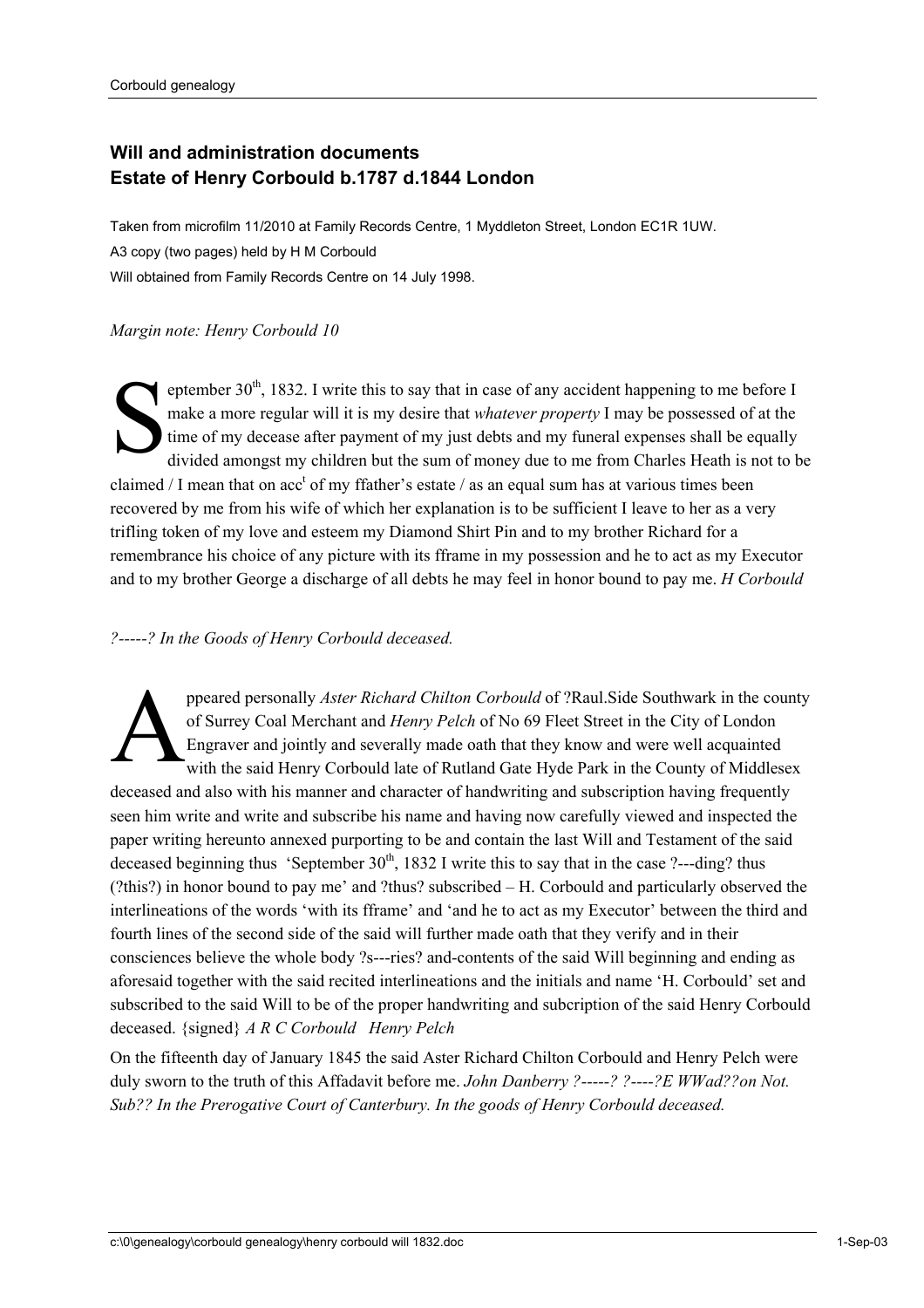## Will and administration documents
## Estate of Henry Corbould b.1787 d.1844 London

Taken from microfilm 11/2010 at Family Records Centre, 1 Myddleton Street, London EC1R 1UW.

A3 copy (two pages) held by H M Corbould

Will obtained from Family Records Centre on 14 July 1998.

*Margin note: Henry Corbould 10*

September 30th, 1832. I write this to say that in case of any accident happening to me before I make a more regular will it is my desire that *whatever property* I may be possessed of at the time of my decease after payment of my just debts and my funeral expenses shall be equally divided amongst my children but the sum of money due to me from Charles Heath is not to be claimed / I mean that on acc[t] of my ffather's estate / as an equal sum has at various times been recovered by me from his wife of which her explanation is to be sufficient I leave to her as a very trifling token of my love and esteem my Diamond Shirt Pin and to my brother Richard for a remembrance his choice of any picture with its fframe in my possession and he to act as my Executor and to my brother George a discharge of all debts he may feel in honor bound to pay me. *H Corbould*

*?-----? In the Goods of Henry Corbould deceased.*

Appeared personally *Aster Richard Chilton Corbould* of ?Raul.Side Southwark in the county of Surrey Coal Merchant and *Henry Pelch* of No 69 Fleet Street in the City of London Engraver and jointly and severally made oath that they know and were well acquainted with the said Henry Corbould late of Rutland Gate Hyde Park in the County of Middlesex deceased and also with his manner and character of handwriting and subscription having frequently seen him write and write and subscribe his name and having now carefully viewed and inspected the paper writing hereunto annexed purporting to be and contain the last Will and Testament of the said deceased beginning thus 'September 30th, 1832 I write this to say that in the case ?---ding? thus (?this?) in honor bound to pay me' and ?thus? subscribed – H. Corbould and particularly observed the interlineations of the words 'with its fframe' and 'and he to act as my Executor' between the third and fourth lines of the second side of the said will further made oath that they verify and in their consciences believe the whole body ?s---ries? and-contents of the said Will beginning and ending as aforesaid together with the said recited interlineations and the initials and name 'H. Corbould' set and subscribed to the said Will to be of the proper handwriting and subcription of the said Henry Corbould deceased. {signed} *A R C Corbould Henry Pelch*

On the fifteenth day of January 1845 the said Aster Richard Chilton Corbould and Henry Pelch were duly sworn to the truth of this Affadavit before me. *John Danberry ?-----? ?----?E WWad??on Not. Sub?? In the Prerogative Court of Canterbury. In the goods of Henry Corbould deceased.*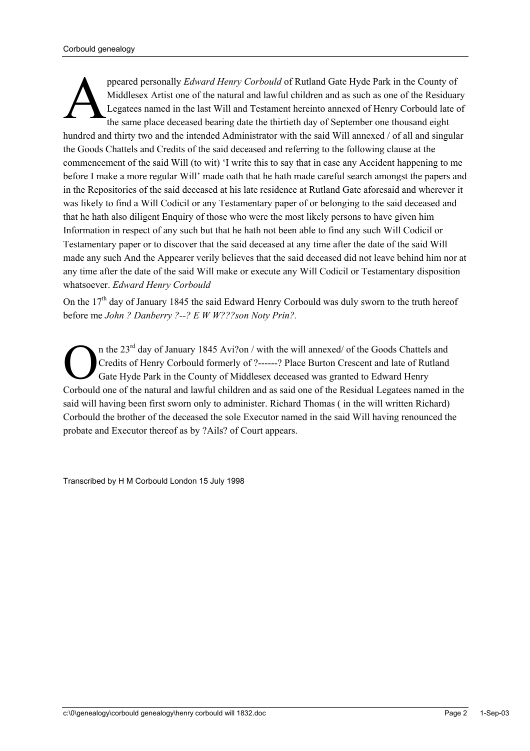Appeared personally *Edward Henry Corbould* of Rutland Gate Hyde Park in the County of Middlesex Artist one of the natural and lawful children and as such as one of the Residuary Legatees named in the last Will and Testament hereinto annexed of Henry Corbould late of the same place deceased bearing date the thirtieth day of September one thousand eight hundred and thirty two and the intended Administrator with the said Will annexed / of all and singular the Goods Chattels and Credits of the said deceased and referring to the following clause at the commencement of the said Will (to wit) 'I write this to say that in case any Accident happening to me before I make a more regular Will' made oath that he hath made careful search amongst the papers and in the Repositories of the said deceased at his late residence at Rutland Gate aforesaid and wherever it was likely to find a Will Codicil or any Testamentary paper of or belonging to the said deceased and that he hath also diligent Enquiry of those who were the most likely persons to have given him Information in respect of any such but that he hath not been able to find any such Will Codicil or Testamentary paper or to discover that the said deceased at any time after the date of the said Will made any such And the Appearer verily believes that the said deceased did not leave behind him nor at any time after the date of the said Will make or execute any Will Codicil or Testamentary disposition whatsoever. *Edward Henry Corbould*

On the 17th day of January 1845 the said Edward Henry Corbould was duly sworn to the truth hereof before me *John ? Danberry ?--? E W W???son Noty Prin?.*

On the 23rd day of January 1845 Avi?on / with the will annexed/ of the Goods Chattels and Credits of Henry Corbould formerly of ?------? Place Burton Crescent and late of Rutland Gate Hyde Park in the County of Middlesex deceased was granted to Edward Henry Corbould one of the natural and lawful children and as said one of the Residual Legatees named in the said will having been first sworn only to administer. Richard Thomas ( in the will written Richard) Corbould the brother of the deceased the sole Executor named in the said Will having renounced the probate and Executor thereof as by ?Ails? of Court appears.

Transcribed by H M Corbould London 15 July 1998